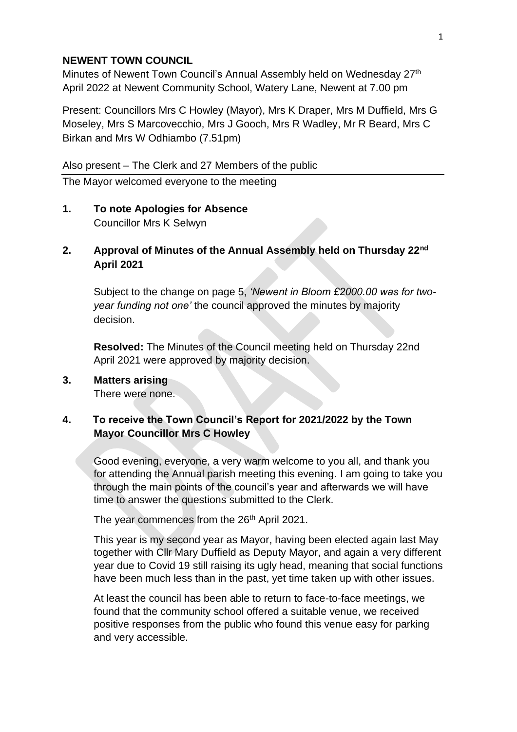**NEWENT TOWN COUNCIL**

Minutes of Newent Town Council's Annual Assembly held on Wednesday 27th April 2022 at Newent Community School, Watery Lane, Newent at 7.00 pm

Present: Councillors Mrs C Howley (Mayor), Mrs K Draper, Mrs M Duffield, Mrs G Moseley, Mrs S Marcovecchio, Mrs J Gooch, Mrs R Wadley, Mr R Beard, Mrs C Birkan and Mrs W Odhiambo (7.51pm)

Also present – The Clerk and 27 Members of the public

The Mayor welcomed everyone to the meeting

**1. To note Apologies for Absence**

Councillor Mrs K Selwyn

**2. Approval of Minutes of the Annual Assembly held on Thursday 22nd April 2021**

Subject to the change on page 5, *'Newent in Bloom £2000.00 was for two-year funding not one'* the council approved the minutes by majority decision.

**Resolved:** The Minutes of the Council meeting held on Thursday 22nd April 2021 were approved by majority decision.

**3. Matters arising**

There were none.

**4. To receive the Town Council's Report for 2021/2022 by the Town Mayor Councillor Mrs C Howley**

Good evening, everyone, a very warm welcome to you all, and thank you for attending the Annual parish meeting this evening. I am going to take you through the main points of the council's year and afterwards we will have time to answer the questions submitted to the Clerk.

The year commences from the 26th April 2021.

This year is my second year as Mayor, having been elected again last May together with Cllr Mary Duffield as Deputy Mayor, and again a very different year due to Covid 19 still raising its ugly head, meaning that social functions have been much less than in the past, yet time taken up with other issues.

At least the council has been able to return to face-to-face meetings, we found that the community school offered a suitable venue, we received positive responses from the public who found this venue easy for parking and very accessible.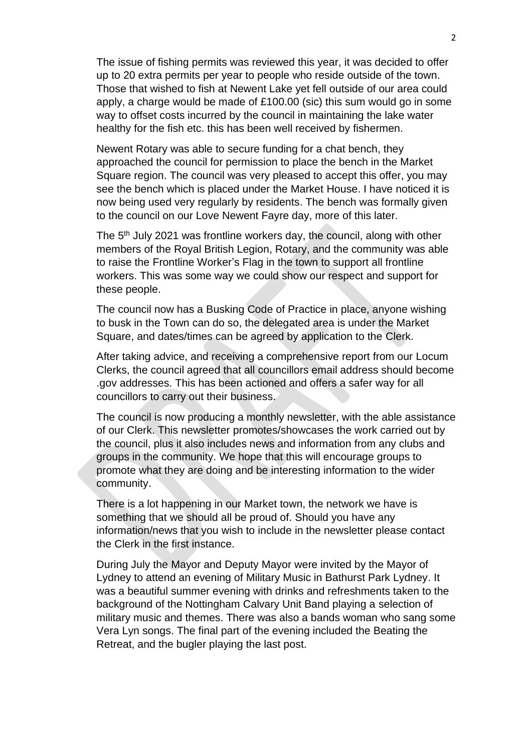The issue of fishing permits was reviewed this year, it was decided to offer up to 20 extra permits per year to people who reside outside of the town. Those that wished to fish at Newent Lake yet fell outside of our area could apply, a charge would be made of £100.00 (sic) this sum would go in some way to offset costs incurred by the council in maintaining the lake water healthy for the fish etc. this has been well received by fishermen.

Newent Rotary was able to secure funding for a chat bench, they approached the council for permission to place the bench in the Market Square region. The council was very pleased to accept this offer, you may see the bench which is placed under the Market House. I have noticed it is now being used very regularly by residents. The bench was formally given to the council on our Love Newent Fayre day, more of this later.

The 5th July 2021 was frontline workers day, the council, along with other members of the Royal British Legion, Rotary, and the community was able to raise the Frontline Worker's Flag in the town to support all frontline workers. This was some way we could show our respect and support for these people.

The council now has a Busking Code of Practice in place, anyone wishing to busk in the Town can do so, the delegated area is under the Market Square, and dates/times can be agreed by application to the Clerk.

After taking advice, and receiving a comprehensive report from our Locum Clerks, the council agreed that all councillors email address should become .gov addresses. This has been actioned and offers a safer way for all councillors to carry out their business.

The council is now producing a monthly newsletter, with the able assistance of our Clerk. This newsletter promotes/showcases the work carried out by the council, plus it also includes news and information from any clubs and groups in the community. We hope that this will encourage groups to promote what they are doing and be interesting information to the wider community.

There is a lot happening in our Market town, the network we have is something that we should all be proud of. Should you have any information/news that you wish to include in the newsletter please contact the Clerk in the first instance.

During July the Mayor and Deputy Mayor were invited by the Mayor of Lydney to attend an evening of Military Music in Bathurst Park Lydney. It was a beautiful summer evening with drinks and refreshments taken to the background of the Nottingham Calvary Unit Band playing a selection of military music and themes. There was also a bands woman who sang some Vera Lyn songs. The final part of the evening included the Beating the Retreat, and the bugler playing the last post.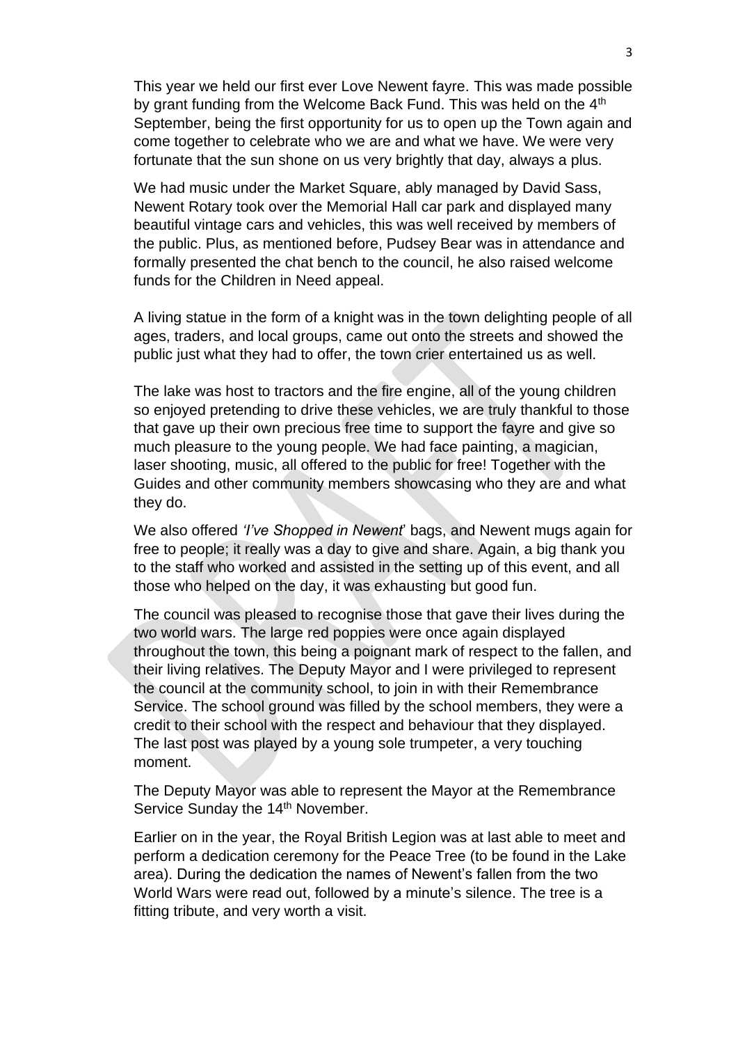This year we held our first ever Love Newent fayre. This was made possible by grant funding from the Welcome Back Fund. This was held on the 4th September, being the first opportunity for us to open up the Town again and come together to celebrate who we are and what we have. We were very fortunate that the sun shone on us very brightly that day, always a plus.

We had music under the Market Square, ably managed by David Sass, Newent Rotary took over the Memorial Hall car park and displayed many beautiful vintage cars and vehicles, this was well received by members of the public. Plus, as mentioned before, Pudsey Bear was in attendance and formally presented the chat bench to the council, he also raised welcome funds for the Children in Need appeal.

A living statue in the form of a knight was in the town delighting people of all ages, traders, and local groups, came out onto the streets and showed the public just what they had to offer, the town crier entertained us as well.

The lake was host to tractors and the fire engine, all of the young children so enjoyed pretending to drive these vehicles, we are truly thankful to those that gave up their own precious free time to support the fayre and give so much pleasure to the young people. We had face painting, a magician, laser shooting, music, all offered to the public for free! Together with the Guides and other community members showcasing who they are and what they do.

We also offered *'I've Shopped in Newent'* bags, and Newent mugs again for free to people; it really was a day to give and share. Again, a big thank you to the staff who worked and assisted in the setting up of this event, and all those who helped on the day, it was exhausting but good fun.

The council was pleased to recognise those that gave their lives during the two world wars. The large red poppies were once again displayed throughout the town, this being a poignant mark of respect to the fallen, and their living relatives. The Deputy Mayor and I were privileged to represent the council at the community school, to join in with their Remembrance Service. The school ground was filled by the school members, they were a credit to their school with the respect and behaviour that they displayed. The last post was played by a young sole trumpeter, a very touching moment.

The Deputy Mayor was able to represent the Mayor at the Remembrance Service Sunday the 14th November.

Earlier on in the year, the Royal British Legion was at last able to meet and perform a dedication ceremony for the Peace Tree (to be found in the Lake area). During the dedication the names of Newent's fallen from the two World Wars were read out, followed by a minute's silence. The tree is a fitting tribute, and very worth a visit.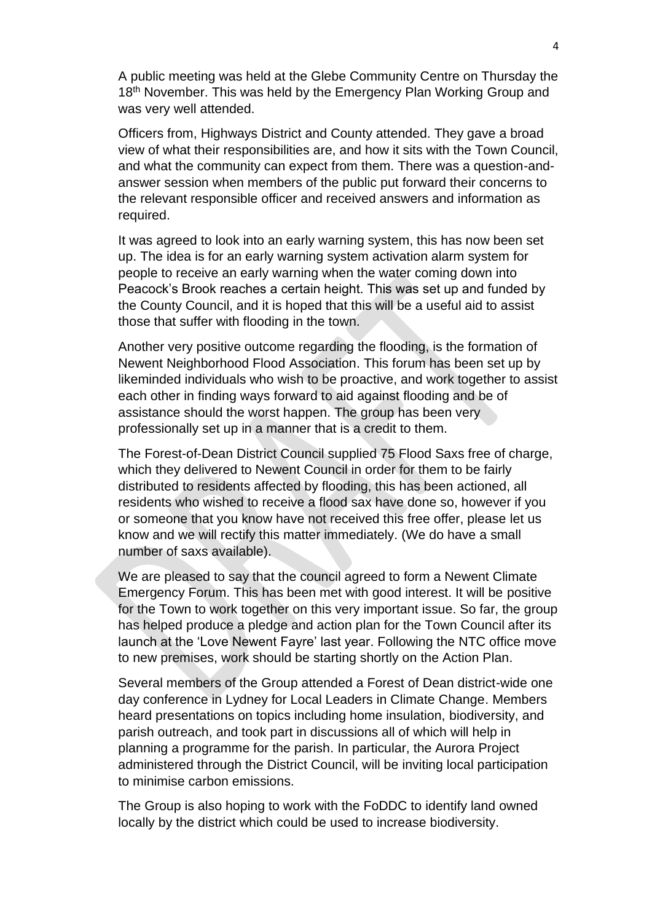A public meeting was held at the Glebe Community Centre on Thursday the 18th November. This was held by the Emergency Plan Working Group and was very well attended.

Officers from, Highways District and County attended. They gave a broad view of what their responsibilities are, and how it sits with the Town Council, and what the community can expect from them. There was a question-and-answer session when members of the public put forward their concerns to the relevant responsible officer and received answers and information as required.

It was agreed to look into an early warning system, this has now been set up. The idea is for an early warning system activation alarm system for people to receive an early warning when the water coming down into Peacock's Brook reaches a certain height. This was set up and funded by the County Council, and it is hoped that this will be a useful aid to assist those that suffer with flooding in the town.

Another very positive outcome regarding the flooding, is the formation of Newent Neighborhood Flood Association. This forum has been set up by likeminded individuals who wish to be proactive, and work together to assist each other in finding ways forward to aid against flooding and be of assistance should the worst happen. The group has been very professionally set up in a manner that is a credit to them.

The Forest-of-Dean District Council supplied 75 Flood Saxs free of charge, which they delivered to Newent Council in order for them to be fairly distributed to residents affected by flooding, this has been actioned, all residents who wished to receive a flood sax have done so, however if you or someone that you know have not received this free offer, please let us know and we will rectify this matter immediately. (We do have a small number of saxs available).

We are pleased to say that the council agreed to form a Newent Climate Emergency Forum. This has been met with good interest. It will be positive for the Town to work together on this very important issue. So far, the group has helped produce a pledge and action plan for the Town Council after its launch at the 'Love Newent Fayre' last year. Following the NTC office move to new premises, work should be starting shortly on the Action Plan.

Several members of the Group attended a Forest of Dean district-wide one day conference in Lydney for Local Leaders in Climate Change. Members heard presentations on topics including home insulation, biodiversity, and parish outreach, and took part in discussions all of which will help in planning a programme for the parish. In particular, the Aurora Project administered through the District Council, will be inviting local participation to minimise carbon emissions.

The Group is also hoping to work with the FoDDC to identify land owned locally by the district which could be used to increase biodiversity.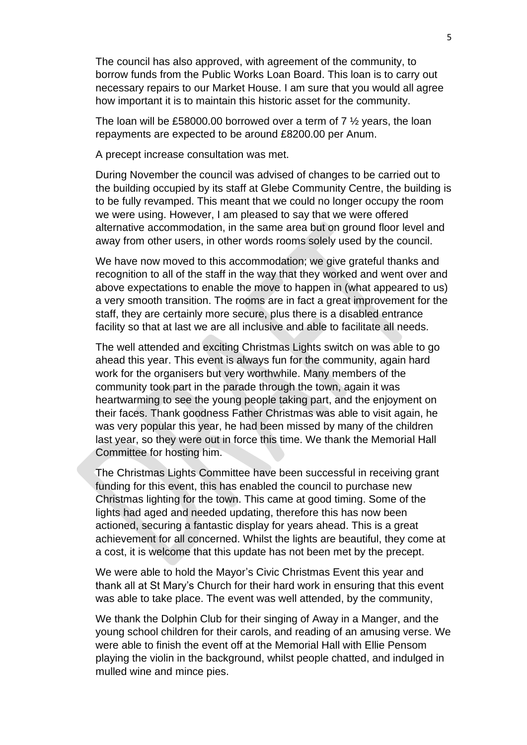The council has also approved, with agreement of the community, to borrow funds from the Public Works Loan Board. This loan is to carry out necessary repairs to our Market House. I am sure that you would all agree how important it is to maintain this historic asset for the community.

The loan will be £58000.00 borrowed over a term of 7 ½ years, the loan repayments are expected to be around £8200.00 per Anum.

A precept increase consultation was met.

During November the council was advised of changes to be carried out to the building occupied by its staff at Glebe Community Centre, the building is to be fully revamped. This meant that we could no longer occupy the room we were using. However, I am pleased to say that we were offered alternative accommodation, in the same area but on ground floor level and away from other users, in other words rooms solely used by the council.

We have now moved to this accommodation; we give grateful thanks and recognition to all of the staff in the way that they worked and went over and above expectations to enable the move to happen in (what appeared to us) a very smooth transition. The rooms are in fact a great improvement for the staff, they are certainly more secure, plus there is a disabled entrance facility so that at last we are all inclusive and able to facilitate all needs.

The well attended and exciting Christmas Lights switch on was able to go ahead this year. This event is always fun for the community, again hard work for the organisers but very worthwhile. Many members of the community took part in the parade through the town, again it was heartwarming to see the young people taking part, and the enjoyment on their faces. Thank goodness Father Christmas was able to visit again, he was very popular this year, he had been missed by many of the children last year, so they were out in force this time. We thank the Memorial Hall Committee for hosting him.

The Christmas Lights Committee have been successful in receiving grant funding for this event, this has enabled the council to purchase new Christmas lighting for the town. This came at good timing. Some of the lights had aged and needed updating, therefore this has now been actioned, securing a fantastic display for years ahead. This is a great achievement for all concerned. Whilst the lights are beautiful, they come at a cost, it is welcome that this update has not been met by the precept.

We were able to hold the Mayor's Civic Christmas Event this year and thank all at St Mary's Church for their hard work in ensuring that this event was able to take place. The event was well attended, by the community,

We thank the Dolphin Club for their singing of Away in a Manger, and the young school children for their carols, and reading of an amusing verse. We were able to finish the event off at the Memorial Hall with Ellie Pensom playing the violin in the background, whilst people chatted, and indulged in mulled wine and mince pies.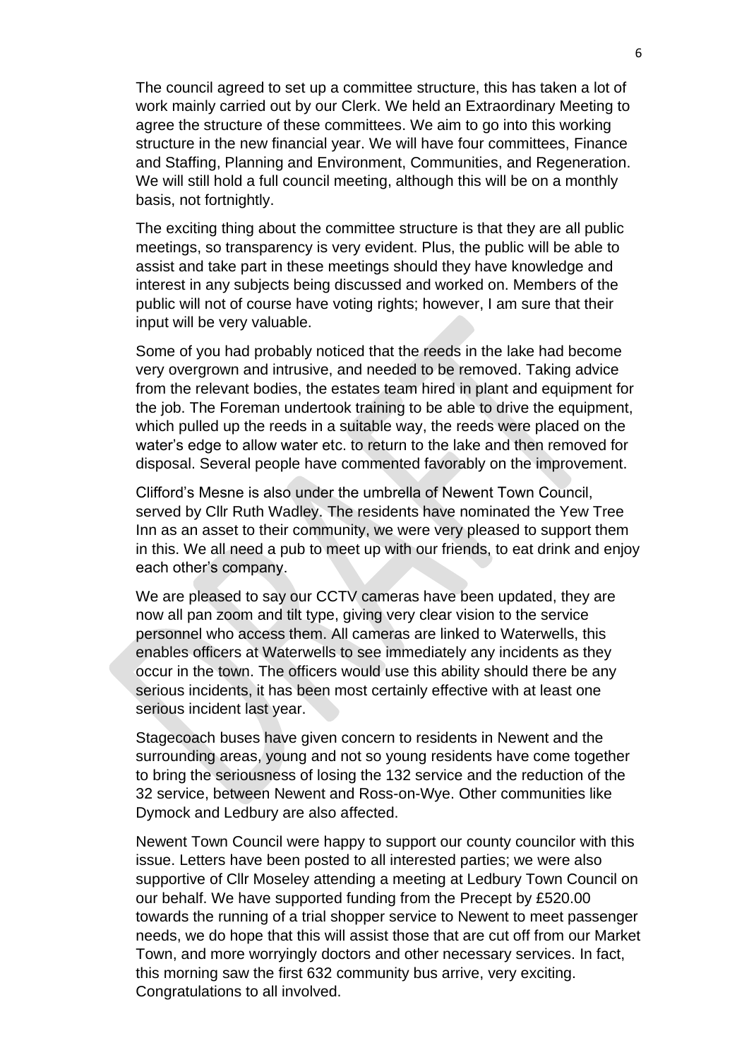The council agreed to set up a committee structure, this has taken a lot of work mainly carried out by our Clerk. We held an Extraordinary Meeting to agree the structure of these committees. We aim to go into this working structure in the new financial year. We will have four committees, Finance and Staffing, Planning and Environment, Communities, and Regeneration. We will still hold a full council meeting, although this will be on a monthly basis, not fortnightly.

The exciting thing about the committee structure is that they are all public meetings, so transparency is very evident. Plus, the public will be able to assist and take part in these meetings should they have knowledge and interest in any subjects being discussed and worked on. Members of the public will not of course have voting rights; however, I am sure that their input will be very valuable.

Some of you had probably noticed that the reeds in the lake had become very overgrown and intrusive, and needed to be removed. Taking advice from the relevant bodies, the estates team hired in plant and equipment for the job. The Foreman undertook training to be able to drive the equipment, which pulled up the reeds in a suitable way, the reeds were placed on the water's edge to allow water etc. to return to the lake and then removed for disposal. Several people have commented favorably on the improvement.

Clifford's Mesne is also under the umbrella of Newent Town Council, served by Cllr Ruth Wadley. The residents have nominated the Yew Tree Inn as an asset to their community, we were very pleased to support them in this. We all need a pub to meet up with our friends, to eat drink and enjoy each other's company.

We are pleased to say our CCTV cameras have been updated, they are now all pan zoom and tilt type, giving very clear vision to the service personnel who access them. All cameras are linked to Waterwells, this enables officers at Waterwells to see immediately any incidents as they occur in the town. The officers would use this ability should there be any serious incidents, it has been most certainly effective with at least one serious incident last year.

Stagecoach buses have given concern to residents in Newent and the surrounding areas, young and not so young residents have come together to bring the seriousness of losing the 132 service and the reduction of the 32 service, between Newent and Ross-on-Wye. Other communities like Dymock and Ledbury are also affected.

Newent Town Council were happy to support our county councilor with this issue. Letters have been posted to all interested parties; we were also supportive of Cllr Moseley attending a meeting at Ledbury Town Council on our behalf. We have supported funding from the Precept by £520.00 towards the running of a trial shopper service to Newent to meet passenger needs, we do hope that this will assist those that are cut off from our Market Town, and more worryingly doctors and other necessary services. In fact, this morning saw the first 632 community bus arrive, very exciting. Congratulations to all involved.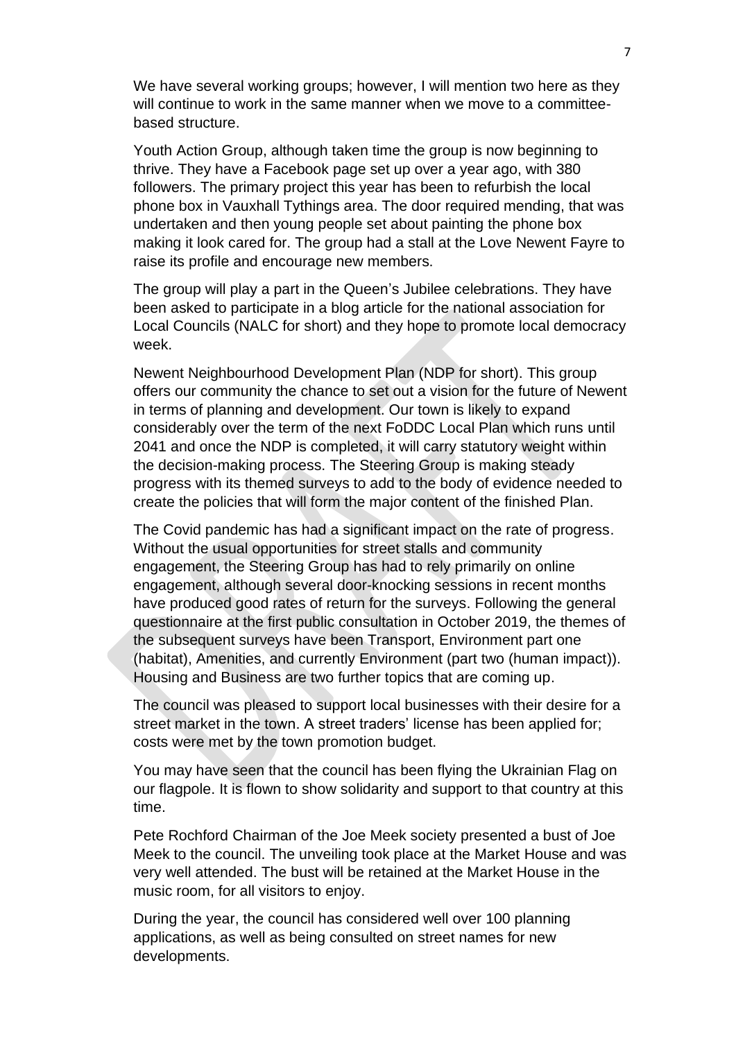We have several working groups; however, I will mention two here as they will continue to work in the same manner when we move to a committee-based structure.

Youth Action Group, although taken time the group is now beginning to thrive. They have a Facebook page set up over a year ago, with 380 followers. The primary project this year has been to refurbish the local phone box in Vauxhall Tythings area. The door required mending, that was undertaken and then young people set about painting the phone box making it look cared for. The group had a stall at the Love Newent Fayre to raise its profile and encourage new members.

The group will play a part in the Queen's Jubilee celebrations. They have been asked to participate in a blog article for the national association for Local Councils (NALC for short) and they hope to promote local democracy week.

Newent Neighbourhood Development Plan (NDP for short). This group offers our community the chance to set out a vision for the future of Newent in terms of planning and development. Our town is likely to expand considerably over the term of the next FoDDC Local Plan which runs until 2041 and once the NDP is completed, it will carry statutory weight within the decision-making process. The Steering Group is making steady progress with its themed surveys to add to the body of evidence needed to create the policies that will form the major content of the finished Plan.

The Covid pandemic has had a significant impact on the rate of progress. Without the usual opportunities for street stalls and community engagement, the Steering Group has had to rely primarily on online engagement, although several door-knocking sessions in recent months have produced good rates of return for the surveys. Following the general questionnaire at the first public consultation in October 2019, the themes of the subsequent surveys have been Transport, Environment part one (habitat), Amenities, and currently Environment (part two (human impact)). Housing and Business are two further topics that are coming up.

The council was pleased to support local businesses with their desire for a street market in the town. A street traders' license has been applied for; costs were met by the town promotion budget.

You may have seen that the council has been flying the Ukrainian Flag on our flagpole. It is flown to show solidarity and support to that country at this time.

Pete Rochford Chairman of the Joe Meek society presented a bust of Joe Meek to the council. The unveiling took place at the Market House and was very well attended. The bust will be retained at the Market House in the music room, for all visitors to enjoy.

During the year, the council has considered well over 100 planning applications, as well as being consulted on street names for new developments.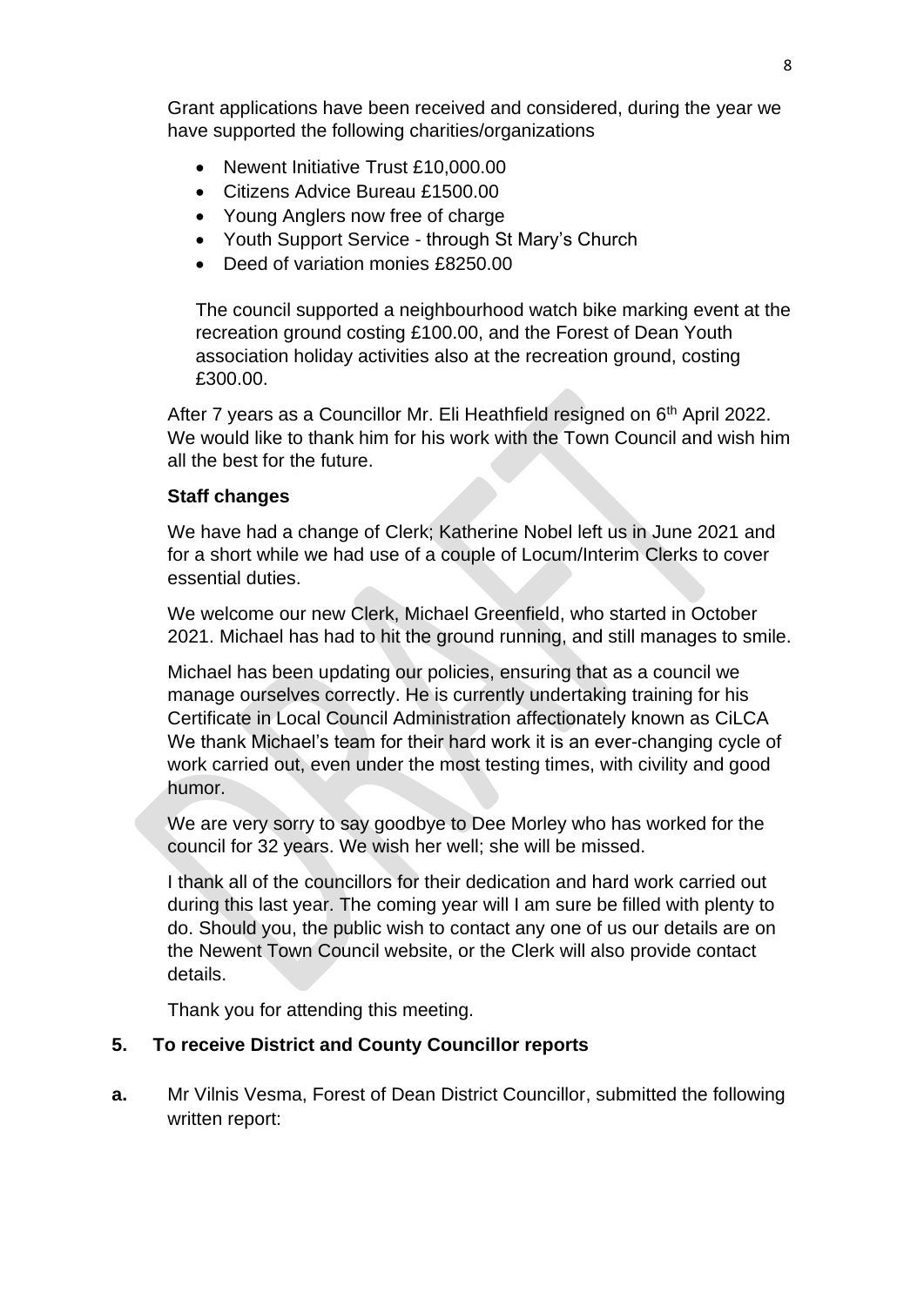Grant applications have been received and considered, during the year we have supported the following charities/organizations

- Newent Initiative Trust £10,000.00
- Citizens Advice Bureau £1500.00
- Young Anglers now free of charge
- Youth Support Service - through St Mary's Church
- Deed of variation monies £8250.00

The council supported a neighbourhood watch bike marking event at the recreation ground costing £100.00, and the Forest of Dean Youth association holiday activities also at the recreation ground, costing £300.00.

After 7 years as a Councillor Mr. Eli Heathfield resigned on 6th April 2022. We would like to thank him for his work with the Town Council and wish him all the best for the future.

**Staff changes**

We have had a change of Clerk; Katherine Nobel left us in June 2021 and for a short while we had use of a couple of Locum/Interim Clerks to cover essential duties.

We welcome our new Clerk, Michael Greenfield, who started in October 2021. Michael has had to hit the ground running, and still manages to smile.

Michael has been updating our policies, ensuring that as a council we manage ourselves correctly. He is currently undertaking training for his Certificate in Local Council Administration affectionately known as CiLCA We thank Michael's team for their hard work it is an ever-changing cycle of work carried out, even under the most testing times, with civility and good humor.

We are very sorry to say goodbye to Dee Morley who has worked for the council for 32 years. We wish her well; she will be missed.

I thank all of the councillors for their dedication and hard work carried out during this last year. The coming year will I am sure be filled with plenty to do. Should you, the public wish to contact any one of us our details are on the Newent Town Council website, or the Clerk will also provide contact details.

Thank you for attending this meeting.

**5. To receive District and County Councillor reports**

**a.** Mr Vilnis Vesma, Forest of Dean District Councillor, submitted the following written report: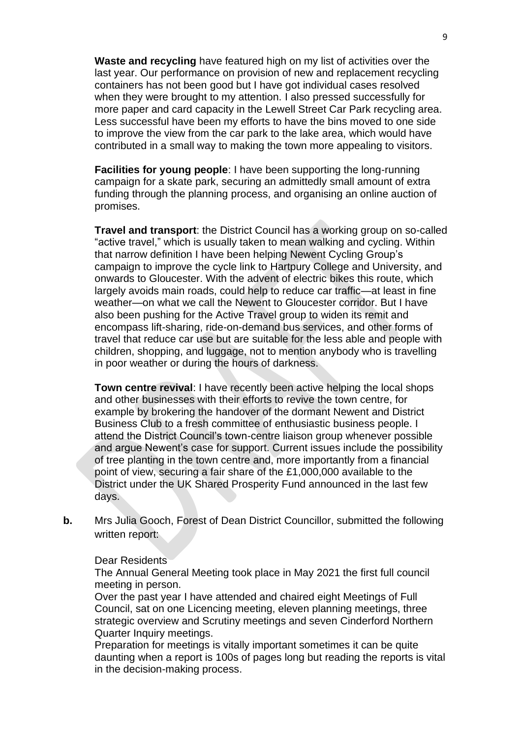**Waste and recycling** have featured high on my list of activities over the last year. Our performance on provision of new and replacement recycling containers has not been good but I have got individual cases resolved when they were brought to my attention. I also pressed successfully for more paper and card capacity in the Lewell Street Car Park recycling area. Less successful have been my efforts to have the bins moved to one side to improve the view from the car park to the lake area, which would have contributed in a small way to making the town more appealing to visitors.

**Facilities for young people**: I have been supporting the long-running campaign for a skate park, securing an admittedly small amount of extra funding through the planning process, and organising an online auction of promises.

**Travel and transport**: the District Council has a working group on so-called "active travel," which is usually taken to mean walking and cycling. Within that narrow definition I have been helping Newent Cycling Group's campaign to improve the cycle link to Hartpury College and University, and onwards to Gloucester. With the advent of electric bikes this route, which largely avoids main roads, could help to reduce car traffic—at least in fine weather—on what we call the Newent to Gloucester corridor. But I have also been pushing for the Active Travel group to widen its remit and encompass lift-sharing, ride-on-demand bus services, and other forms of travel that reduce car use but are suitable for the less able and people with children, shopping, and luggage, not to mention anybody who is travelling in poor weather or during the hours of darkness.

**Town centre revival**: I have recently been active helping the local shops and other businesses with their efforts to revive the town centre, for example by brokering the handover of the dormant Newent and District Business Club to a fresh committee of enthusiastic business people. I attend the District Council's town-centre liaison group whenever possible and argue Newent's case for support. Current issues include the possibility of tree planting in the town centre and, more importantly from a financial point of view, securing a fair share of the £1,000,000 available to the District under the UK Shared Prosperity Fund announced in the last few days.

**b.** Mrs Julia Gooch, Forest of Dean District Councillor, submitted the following written report:

Dear Residents

The Annual General Meeting took place in May 2021 the first full council meeting in person.

Over the past year I have attended and chaired eight Meetings of Full Council, sat on one Licencing meeting, eleven planning meetings, three strategic overview and Scrutiny meetings and seven Cinderford Northern Quarter Inquiry meetings.

Preparation for meetings is vitally important sometimes it can be quite daunting when a report is 100s of pages long but reading the reports is vital in the decision-making process.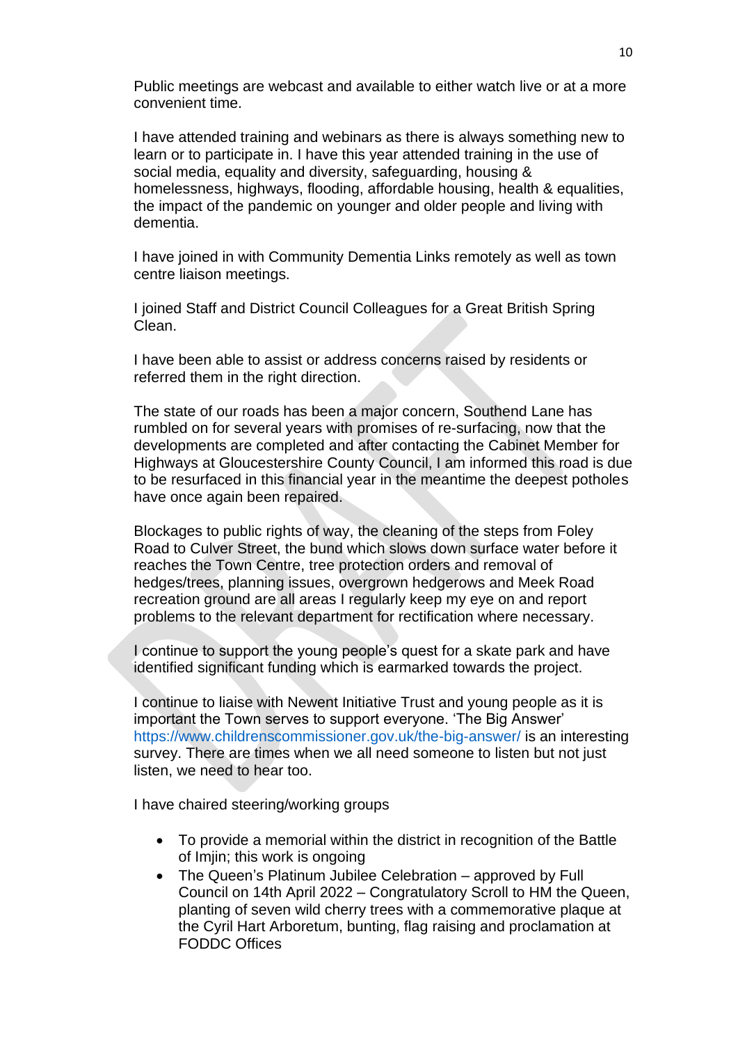Public meetings are webcast and available to either watch live or at a more convenient time.

I have attended training and webinars as there is always something new to learn or to participate in. I have this year attended training in the use of social media, equality and diversity, safeguarding, housing & homelessness, highways, flooding, affordable housing, health & equalities, the impact of the pandemic on younger and older people and living with dementia.

I have joined in with Community Dementia Links remotely as well as town centre liaison meetings.

I joined Staff and District Council Colleagues for a Great British Spring Clean.

I have been able to assist or address concerns raised by residents or referred them in the right direction.

The state of our roads has been a major concern, Southend Lane has rumbled on for several years with promises of re-surfacing, now that the developments are completed and after contacting the Cabinet Member for Highways at Gloucestershire County Council, I am informed this road is due to be resurfaced in this financial year in the meantime the deepest potholes have once again been repaired.

Blockages to public rights of way, the cleaning of the steps from Foley Road to Culver Street, the bund which slows down surface water before it reaches the Town Centre, tree protection orders and removal of hedges/trees, planning issues, overgrown hedgerows and Meek Road recreation ground are all areas I regularly keep my eye on and report problems to the relevant department for rectification where necessary.

I continue to support the young people's quest for a skate park and have identified significant funding which is earmarked towards the project.

I continue to liaise with Newent Initiative Trust and young people as it is important the Town serves to support everyone. 'The Big Answer' https://www.childrenscommissioner.gov.uk/the-big-answer/ is an interesting survey. There are times when we all need someone to listen but not just listen, we need to hear too.

I have chaired steering/working groups

- To provide a memorial within the district in recognition of the Battle of Imjin; this work is ongoing
- The Queen's Platinum Jubilee Celebration – approved by Full Council on 14th April 2022 – Congratulatory Scroll to HM the Queen, planting of seven wild cherry trees with a commemorative plaque at the Cyril Hart Arboretum, bunting, flag raising and proclamation at FODDC Offices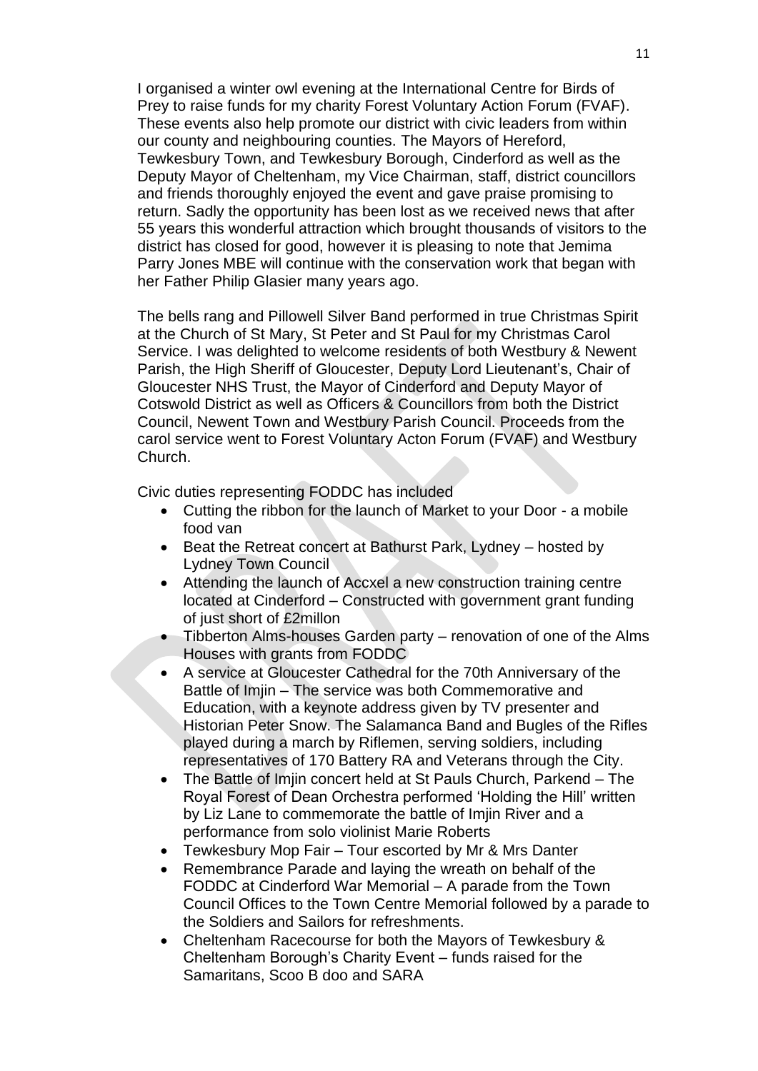I organised a winter owl evening at the International Centre for Birds of Prey to raise funds for my charity Forest Voluntary Action Forum (FVAF). These events also help promote our district with civic leaders from within our county and neighbouring counties. The Mayors of Hereford, Tewkesbury Town, and Tewkesbury Borough, Cinderford as well as the Deputy Mayor of Cheltenham, my Vice Chairman, staff, district councillors and friends thoroughly enjoyed the event and gave praise promising to return. Sadly the opportunity has been lost as we received news that after 55 years this wonderful attraction which brought thousands of visitors to the district has closed for good, however it is pleasing to note that Jemima Parry Jones MBE will continue with the conservation work that began with her Father Philip Glasier many years ago.

The bells rang and Pillowell Silver Band performed in true Christmas Spirit at the Church of St Mary, St Peter and St Paul for my Christmas Carol Service. I was delighted to welcome residents of both Westbury & Newent Parish, the High Sheriff of Gloucester, Deputy Lord Lieutenant's, Chair of Gloucester NHS Trust, the Mayor of Cinderford and Deputy Mayor of Cotswold District as well as Officers & Councillors from both the District Council, Newent Town and Westbury Parish Council. Proceeds from the carol service went to Forest Voluntary Acton Forum (FVAF) and Westbury Church.

Civic duties representing FODDC has included

- Cutting the ribbon for the launch of Market to your Door - a mobile food van
- Beat the Retreat concert at Bathurst Park, Lydney – hosted by Lydney Town Council
- Attending the launch of Accxel a new construction training centre located at Cinderford – Constructed with government grant funding of just short of £2millon
- Tibberton Alms-houses Garden party – renovation of one of the Alms Houses with grants from FODDC
- A service at Gloucester Cathedral for the 70th Anniversary of the Battle of Imjin – The service was both Commemorative and Education, with a keynote address given by TV presenter and Historian Peter Snow. The Salamanca Band and Bugles of the Rifles played during a march by Riflemen, serving soldiers, including representatives of 170 Battery RA and Veterans through the City.
- The Battle of Imjin concert held at St Pauls Church, Parkend – The Royal Forest of Dean Orchestra performed 'Holding the Hill' written by Liz Lane to commemorate the battle of Imjin River and a performance from solo violinist Marie Roberts
- Tewkesbury Mop Fair – Tour escorted by Mr & Mrs Danter
- Remembrance Parade and laying the wreath on behalf of the FODDC at Cinderford War Memorial – A parade from the Town Council Offices to the Town Centre Memorial followed by a parade to the Soldiers and Sailors for refreshments.
- Cheltenham Racecourse for both the Mayors of Tewkesbury & Cheltenham Borough's Charity Event – funds raised for the Samaritans, Scoo B doo and SARA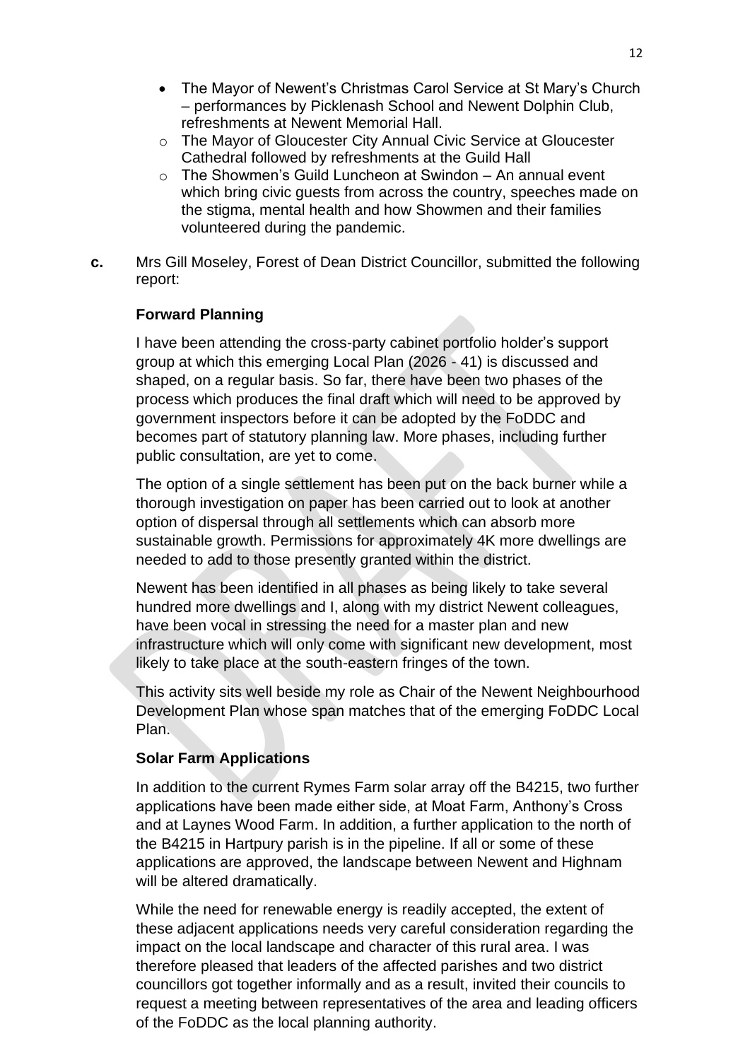- The Mayor of Newent's Christmas Carol Service at St Mary's Church – performances by Picklenash School and Newent Dolphin Club, refreshments at Newent Memorial Hall.
  - The Mayor of Gloucester City Annual Civic Service at Gloucester Cathedral followed by refreshments at the Guild Hall
  - The Showmen's Guild Luncheon at Swindon – An annual event which bring civic guests from across the country, speeches made on the stigma, mental health and how Showmen and their families volunteered during the pandemic.

**c.** Mrs Gill Moseley, Forest of Dean District Councillor, submitted the following report:

**Forward Planning**

I have been attending the cross-party cabinet portfolio holder's support group at which this emerging Local Plan (2026 - 41) is discussed and shaped, on a regular basis. So far, there have been two phases of the process which produces the final draft which will need to be approved by government inspectors before it can be adopted by the FoDDC and becomes part of statutory planning law. More phases, including further public consultation, are yet to come.

The option of a single settlement has been put on the back burner while a thorough investigation on paper has been carried out to look at another option of dispersal through all settlements which can absorb more sustainable growth. Permissions for approximately 4K more dwellings are needed to add to those presently granted within the district.

Newent has been identified in all phases as being likely to take several hundred more dwellings and I, along with my district Newent colleagues, have been vocal in stressing the need for a master plan and new infrastructure which will only come with significant new development, most likely to take place at the south-eastern fringes of the town.

This activity sits well beside my role as Chair of the Newent Neighbourhood Development Plan whose span matches that of the emerging FoDDC Local Plan.

**Solar Farm Applications**

In addition to the current Rymes Farm solar array off the B4215, two further applications have been made either side, at Moat Farm, Anthony's Cross and at Laynes Wood Farm. In addition, a further application to the north of the B4215 in Hartpury parish is in the pipeline. If all or some of these applications are approved, the landscape between Newent and Highnam will be altered dramatically.

While the need for renewable energy is readily accepted, the extent of these adjacent applications needs very careful consideration regarding the impact on the local landscape and character of this rural area. I was therefore pleased that leaders of the affected parishes and two district councillors got together informally and as a result, invited their councils to request a meeting between representatives of the area and leading officers of the FoDDC as the local planning authority.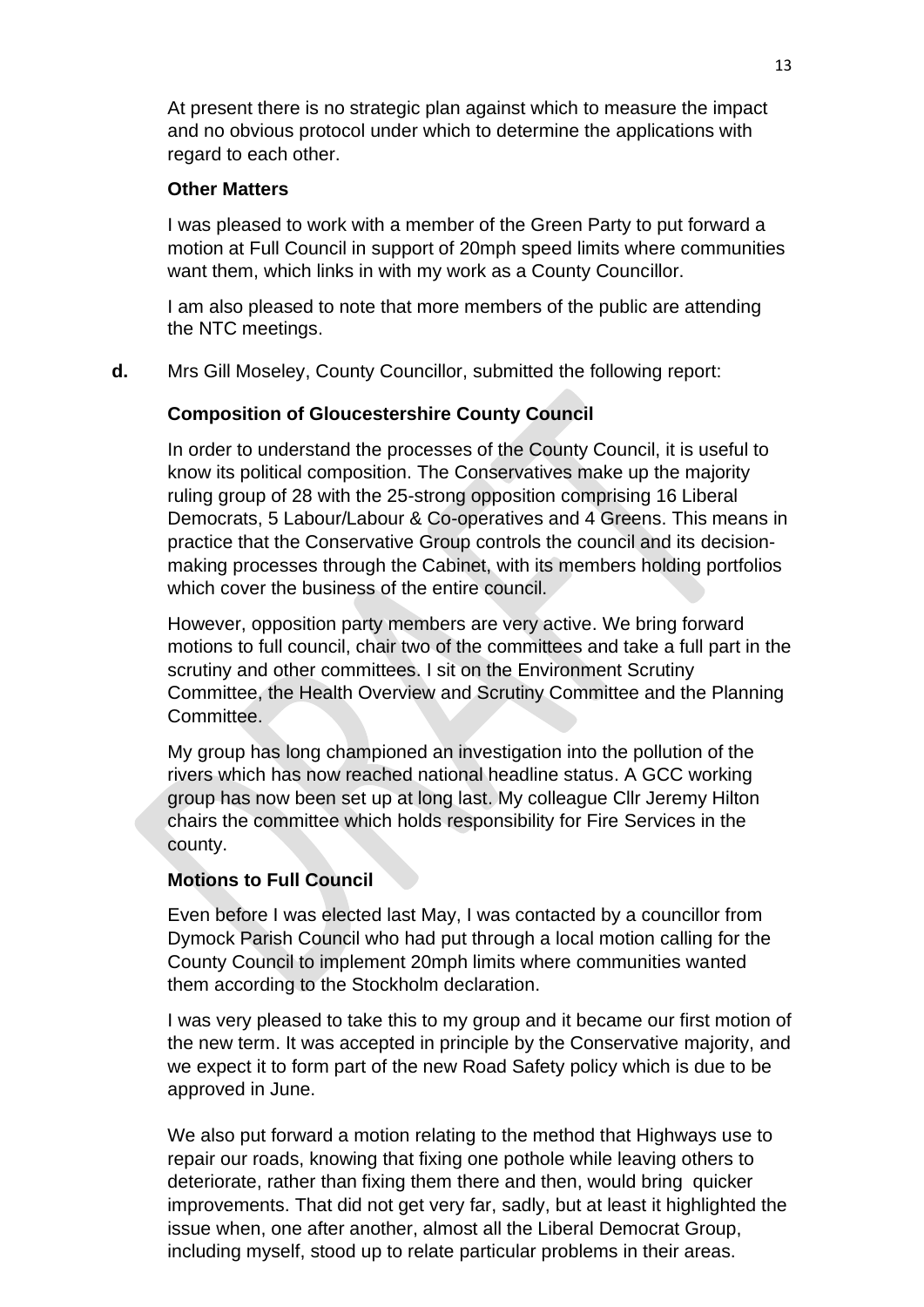At present there is no strategic plan against which to measure the impact and no obvious protocol under which to determine the applications with regard to each other.

**Other Matters**

I was pleased to work with a member of the Green Party to put forward a motion at Full Council in support of 20mph speed limits where communities want them, which links in with my work as a County Councillor.

I am also pleased to note that more members of the public are attending the NTC meetings.

**d.** Mrs Gill Moseley, County Councillor, submitted the following report:

**Composition of Gloucestershire County Council**

In order to understand the processes of the County Council, it is useful to know its political composition. The Conservatives make up the majority ruling group of 28 with the 25-strong opposition comprising 16 Liberal Democrats, 5 Labour/Labour & Co-operatives and 4 Greens. This means in practice that the Conservative Group controls the council and its decision-making processes through the Cabinet, with its members holding portfolios which cover the business of the entire council.

However, opposition party members are very active. We bring forward motions to full council, chair two of the committees and take a full part in the scrutiny and other committees. I sit on the Environment Scrutiny Committee, the Health Overview and Scrutiny Committee and the Planning Committee.

My group has long championed an investigation into the pollution of the rivers which has now reached national headline status. A GCC working group has now been set up at long last. My colleague Cllr Jeremy Hilton chairs the committee which holds responsibility for Fire Services in the county.

**Motions to Full Council**

Even before I was elected last May, I was contacted by a councillor from Dymock Parish Council who had put through a local motion calling for the County Council to implement 20mph limits where communities wanted them according to the Stockholm declaration.

I was very pleased to take this to my group and it became our first motion of the new term. It was accepted in principle by the Conservative majority, and we expect it to form part of the new Road Safety policy which is due to be approved in June.

We also put forward a motion relating to the method that Highways use to repair our roads, knowing that fixing one pothole while leaving others to deteriorate, rather than fixing them there and then, would bring quicker improvements. That did not get very far, sadly, but at least it highlighted the issue when, one after another, almost all the Liberal Democrat Group, including myself, stood up to relate particular problems in their areas.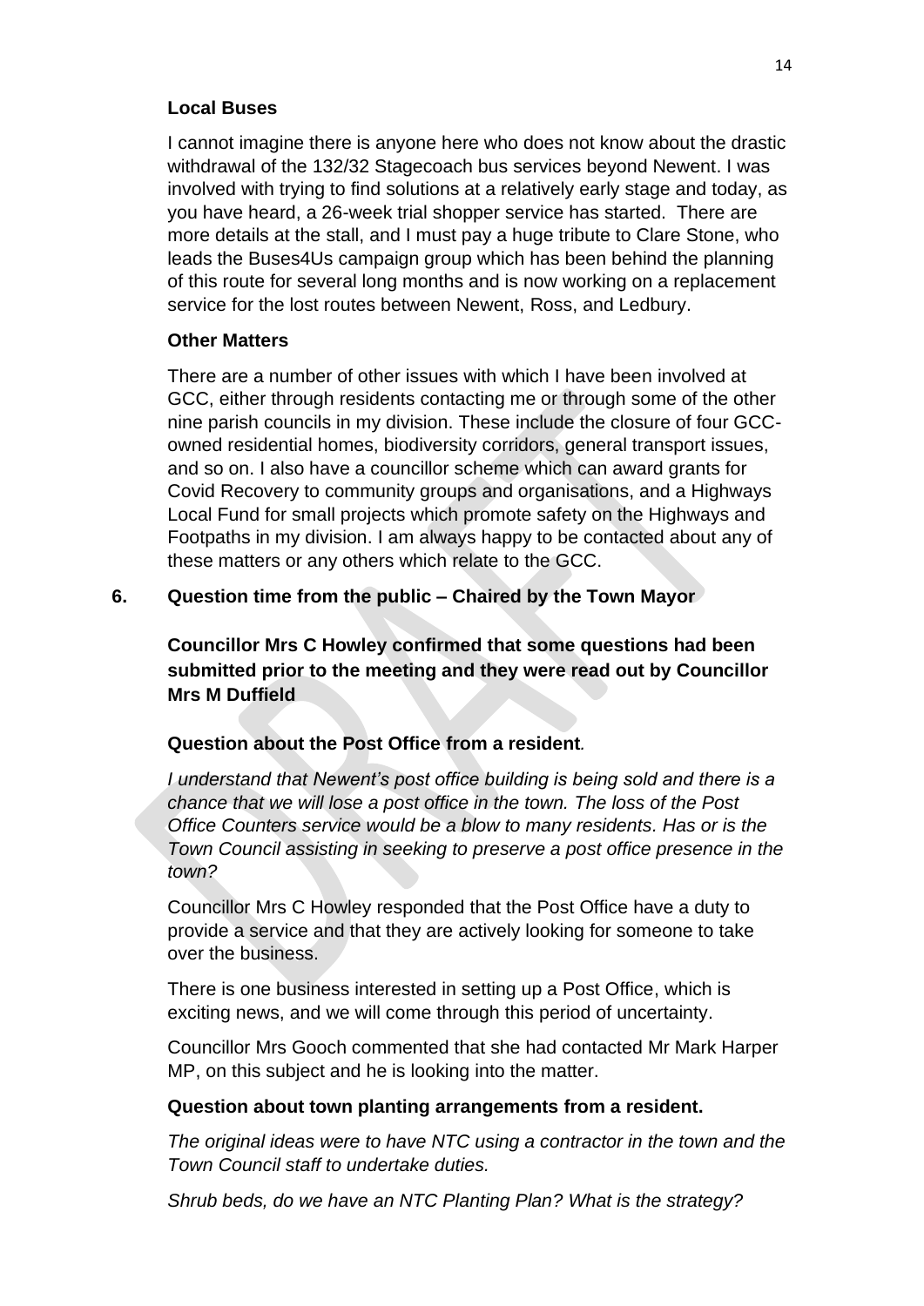**Local Buses**

I cannot imagine there is anyone here who does not know about the drastic withdrawal of the 132/32 Stagecoach bus services beyond Newent. I was involved with trying to find solutions at a relatively early stage and today, as you have heard, a 26-week trial shopper service has started. There are more details at the stall, and I must pay a huge tribute to Clare Stone, who leads the Buses4Us campaign group which has been behind the planning of this route for several long months and is now working on a replacement service for the lost routes between Newent, Ross, and Ledbury.

**Other Matters**

There are a number of other issues with which I have been involved at GCC, either through residents contacting me or through some of the other nine parish councils in my division. These include the closure of four GCC-owned residential homes, biodiversity corridors, general transport issues, and so on. I also have a councillor scheme which can award grants for Covid Recovery to community groups and organisations, and a Highways Local Fund for small projects which promote safety on the Highways and Footpaths in my division. I am always happy to be contacted about any of these matters or any others which relate to the GCC.

## 6. Question time from the public – Chaired by the Town Mayor

**Councillor Mrs C Howley confirmed that some questions had been submitted prior to the meeting and they were read out by Councillor Mrs M Duffield**

**Question about the Post Office from a resident**.

*I understand that Newent's post office building is being sold and there is a chance that we will lose a post office in the town. The loss of the Post Office Counters service would be a blow to many residents. Has or is the Town Council assisting in seeking to preserve a post office presence in the town?*

Councillor Mrs C Howley responded that the Post Office have a duty to provide a service and that they are actively looking for someone to take over the business.

There is one business interested in setting up a Post Office, which is exciting news, and we will come through this period of uncertainty.

Councillor Mrs Gooch commented that she had contacted Mr Mark Harper MP, on this subject and he is looking into the matter.

**Question about town planting arrangements from a resident.**

*The original ideas were to have NTC using a contractor in the town and the Town Council staff to undertake duties.*

*Shrub beds, do we have an NTC Planting Plan? What is the strategy?*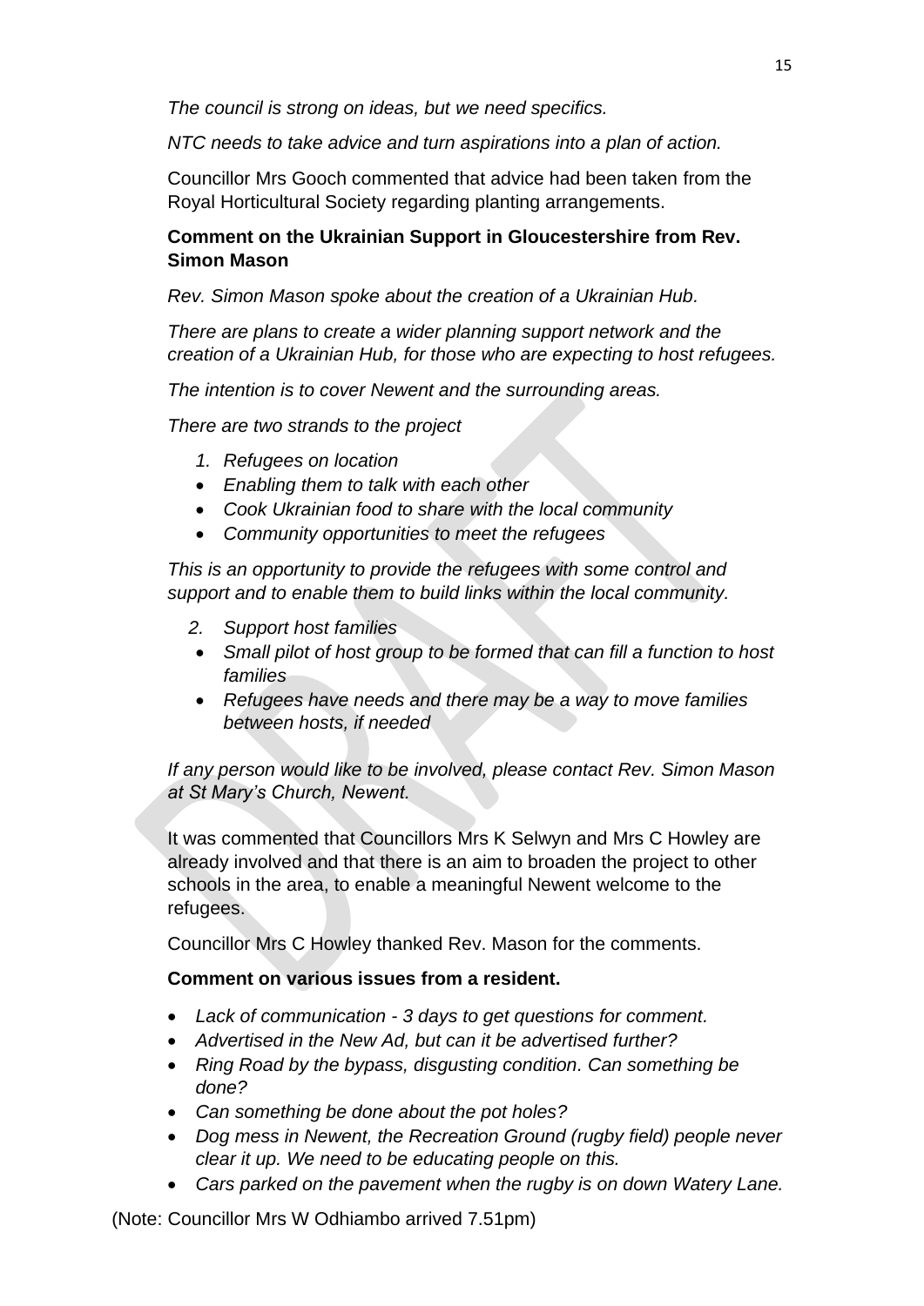*The council is strong on ideas, but we need specifics.*

*NTC needs to take advice and turn aspirations into a plan of action.*

Councillor Mrs Gooch commented that advice had been taken from the Royal Horticultural Society regarding planting arrangements.

**Comment on the Ukrainian Support in Gloucestershire from Rev. Simon Mason**

*Rev. Simon Mason spoke about the creation of a Ukrainian Hub.*

*There are plans to create a wider planning support network and the creation of a Ukrainian Hub, for those who are expecting to host refugees.*

*The intention is to cover Newent and the surrounding areas.*

*There are two strands to the project*

1. *Refugees on location*

- *Enabling them to talk with each other*
- *Cook Ukrainian food to share with the local community*
- *Community opportunities to meet the refugees*

*This is an opportunity to provide the refugees with some control and support and to enable them to build links within the local community.*

2. *Support host families*

- *Small pilot of host group to be formed that can fill a function to host families*
- *Refugees have needs and there may be a way to move families between hosts, if needed*

*If any person would like to be involved, please contact Rev. Simon Mason at St Mary's Church, Newent.*

It was commented that Councillors Mrs K Selwyn and Mrs C Howley are already involved and that there is an aim to broaden the project to other schools in the area, to enable a meaningful Newent welcome to the refugees.

Councillor Mrs C Howley thanked Rev. Mason for the comments.

**Comment on various issues from a resident.**

- *Lack of communication - 3 days to get questions for comment.*
- *Advertised in the New Ad, but can it be advertised further?*
- *Ring Road by the bypass, disgusting condition. Can something be done?*
- *Can something be done about the pot holes?*
- *Dog mess in Newent, the Recreation Ground (rugby field) people never clear it up. We need to be educating people on this.*
- *Cars parked on the pavement when the rugby is on down Watery Lane.*

(Note: Councillor Mrs W Odhiambo arrived 7.51pm)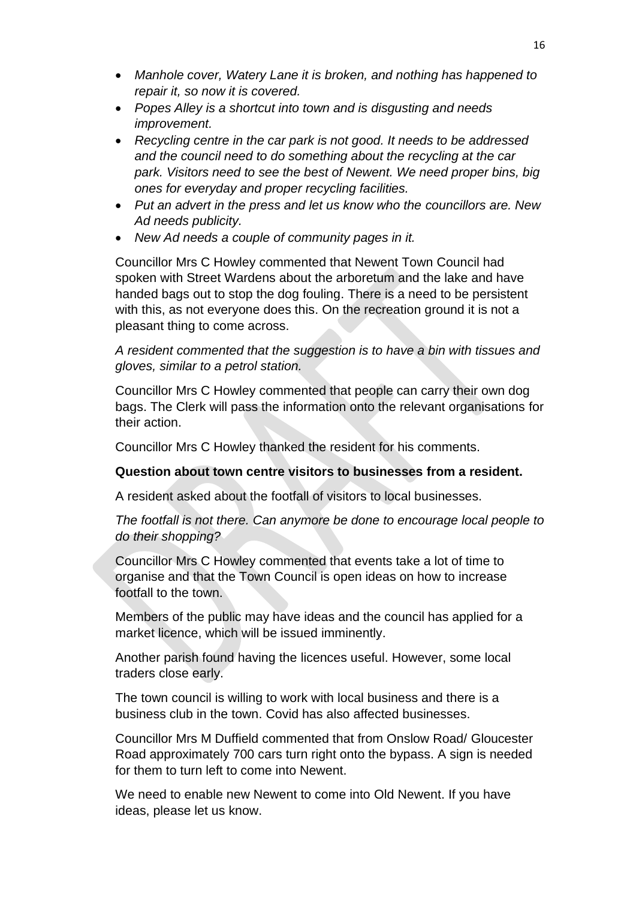- *Manhole cover, Watery Lane it is broken, and nothing has happened to repair it, so now it is covered.*
- *Popes Alley is a shortcut into town and is disgusting and needs improvement.*
- *Recycling centre in the car park is not good. It needs to be addressed and the council need to do something about the recycling at the car park. Visitors need to see the best of Newent. We need proper bins, big ones for everyday and proper recycling facilities.*
- *Put an advert in the press and let us know who the councillors are. New Ad needs publicity.*
- *New Ad needs a couple of community pages in it.*

Councillor Mrs C Howley commented that Newent Town Council had spoken with Street Wardens about the arboretum and the lake and have handed bags out to stop the dog fouling. There is a need to be persistent with this, as not everyone does this. On the recreation ground it is not a pleasant thing to come across.

*A resident commented that the suggestion is to have a bin with tissues and gloves, similar to a petrol station.*

Councillor Mrs C Howley commented that people can carry their own dog bags. The Clerk will pass the information onto the relevant organisations for their action.

Councillor Mrs C Howley thanked the resident for his comments.

**Question about town centre visitors to businesses from a resident.**

A resident asked about the footfall of visitors to local businesses.

*The footfall is not there. Can anymore be done to encourage local people to do their shopping?*

Councillor Mrs C Howley commented that events take a lot of time to organise and that the Town Council is open ideas on how to increase footfall to the town.

Members of the public may have ideas and the council has applied for a market licence, which will be issued imminently.

Another parish found having the licences useful. However, some local traders close early.

The town council is willing to work with local business and there is a business club in the town. Covid has also affected businesses.

Councillor Mrs M Duffield commented that from Onslow Road/ Gloucester Road approximately 700 cars turn right onto the bypass. A sign is needed for them to turn left to come into Newent.

We need to enable new Newent to come into Old Newent. If you have ideas, please let us know.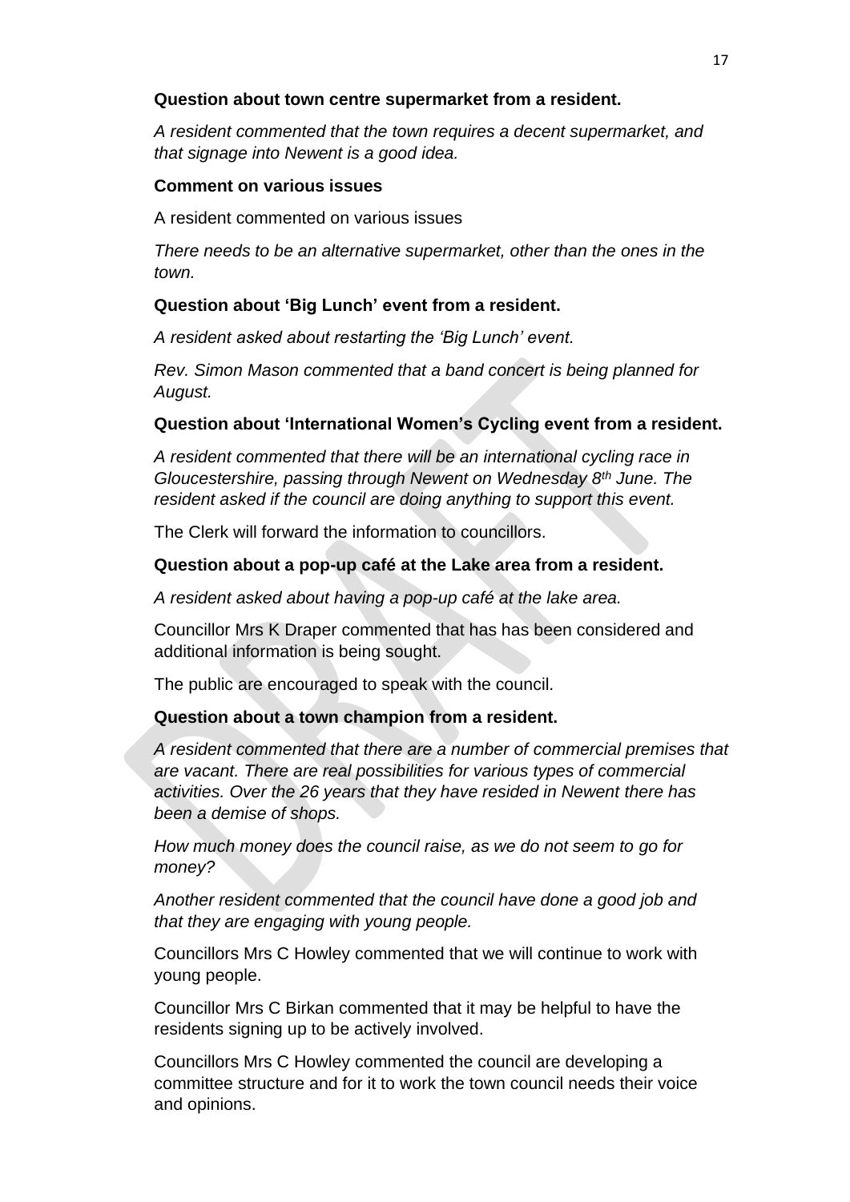**Question about town centre supermarket from a resident.**

*A resident commented that the town requires a decent supermarket, and that signage into Newent is a good idea.*

**Comment on various issues**

A resident commented on various issues

*There needs to be an alternative supermarket, other than the ones in the town.*

**Question about 'Big Lunch' event from a resident.**

*A resident asked about restarting the 'Big Lunch' event.*

*Rev. Simon Mason commented that a band concert is being planned for August.*

**Question about 'International Women's Cycling event from a resident.**

*A resident commented that there will be an international cycling race in Gloucestershire, passing through Newent on Wednesday 8th June. The resident asked if the council are doing anything to support this event.*

The Clerk will forward the information to councillors.

**Question about a pop-up café at the Lake area from a resident.**

*A resident asked about having a pop-up café at the lake area.*

Councillor Mrs K Draper commented that has has been considered and additional information is being sought.

The public are encouraged to speak with the council.

**Question about a town champion from a resident.**

*A resident commented that there are a number of commercial premises that are vacant. There are real possibilities for various types of commercial activities. Over the 26 years that they have resided in Newent there has been a demise of shops.*

*How much money does the council raise, as we do not seem to go for money?*

*Another resident commented that the council have done a good job and that they are engaging with young people.*

Councillors Mrs C Howley commented that we will continue to work with young people.

Councillor Mrs C Birkan commented that it may be helpful to have the residents signing up to be actively involved.

Councillors Mrs C Howley commented the council are developing a committee structure and for it to work the town council needs their voice and opinions.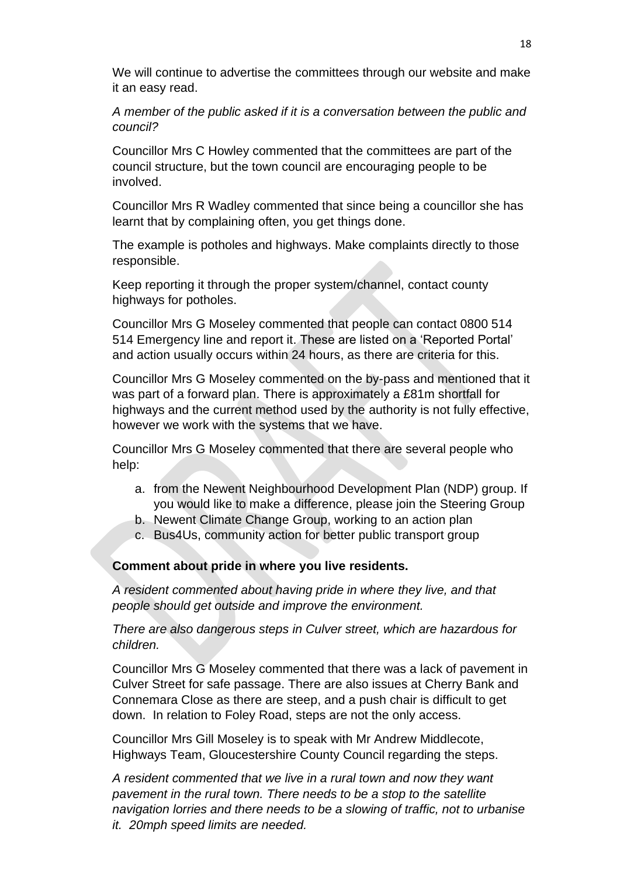We will continue to advertise the committees through our website and make it an easy read.

*A member of the public asked if it is a conversation between the public and council?*

Councillor Mrs C Howley commented that the committees are part of the council structure, but the town council are encouraging people to be involved.

Councillor Mrs R Wadley commented that since being a councillor she has learnt that by complaining often, you get things done.

The example is potholes and highways. Make complaints directly to those responsible.

Keep reporting it through the proper system/channel, contact county highways for potholes.

Councillor Mrs G Moseley commented that people can contact 0800 514 514 Emergency line and report it. These are listed on a 'Reported Portal' and action usually occurs within 24 hours, as there are criteria for this.

Councillor Mrs G Moseley commented on the by-pass and mentioned that it was part of a forward plan. There is approximately a £81m shortfall for highways and the current method used by the authority is not fully effective, however we work with the systems that we have.

Councillor Mrs G Moseley commented that there are several people who help:

a. from the Newent Neighbourhood Development Plan (NDP) group. If you would like to make a difference, please join the Steering Group
b. Newent Climate Change Group, working to an action plan
c. Bus4Us, community action for better public transport group

**Comment about pride in where you live residents.**

*A resident commented about having pride in where they live, and that people should get outside and improve the environment.*

*There are also dangerous steps in Culver street, which are hazardous for children.*

Councillor Mrs G Moseley commented that there was a lack of pavement in Culver Street for safe passage. There are also issues at Cherry Bank and Connemara Close as there are steep, and a push chair is difficult to get down. In relation to Foley Road, steps are not the only access.

Councillor Mrs Gill Moseley is to speak with Mr Andrew Middlecote, Highways Team, Gloucestershire County Council regarding the steps.

*A resident commented that we live in a rural town and now they want pavement in the rural town. There needs to be a stop to the satellite navigation lorries and there needs to be a slowing of traffic, not to urbanise it. 20mph speed limits are needed.*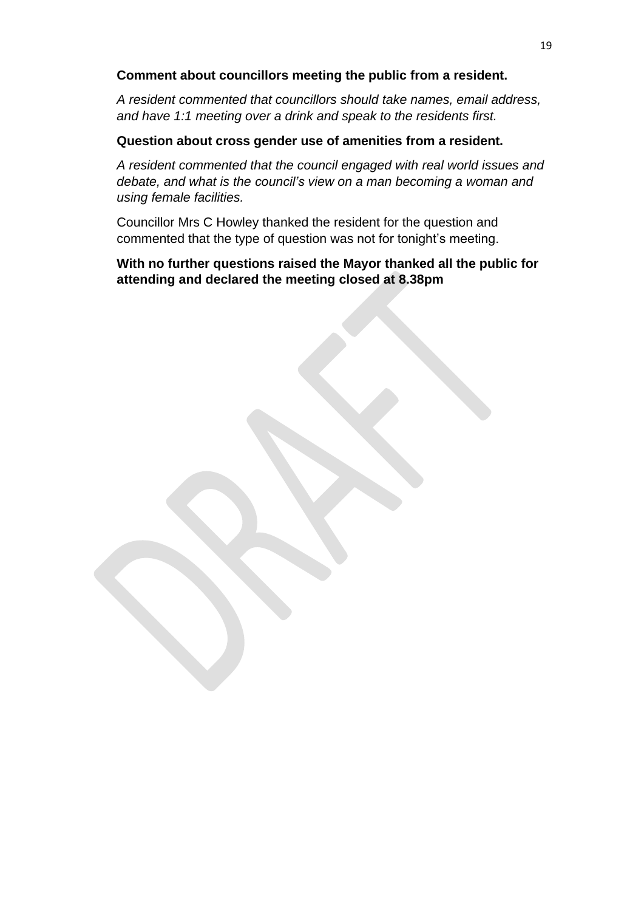**Comment about councillors meeting the public from a resident.**

*A resident commented that councillors should take names, email address, and have 1:1 meeting over a drink and speak to the residents first.*

**Question about cross gender use of amenities from a resident.**

*A resident commented that the council engaged with real world issues and debate, and what is the council's view on a man becoming a woman and using female facilities.*

Councillor Mrs C Howley thanked the resident for the question and commented that the type of question was not for tonight's meeting.

**With no further questions raised the Mayor thanked all the public for attending and declared the meeting closed at 8.38pm**